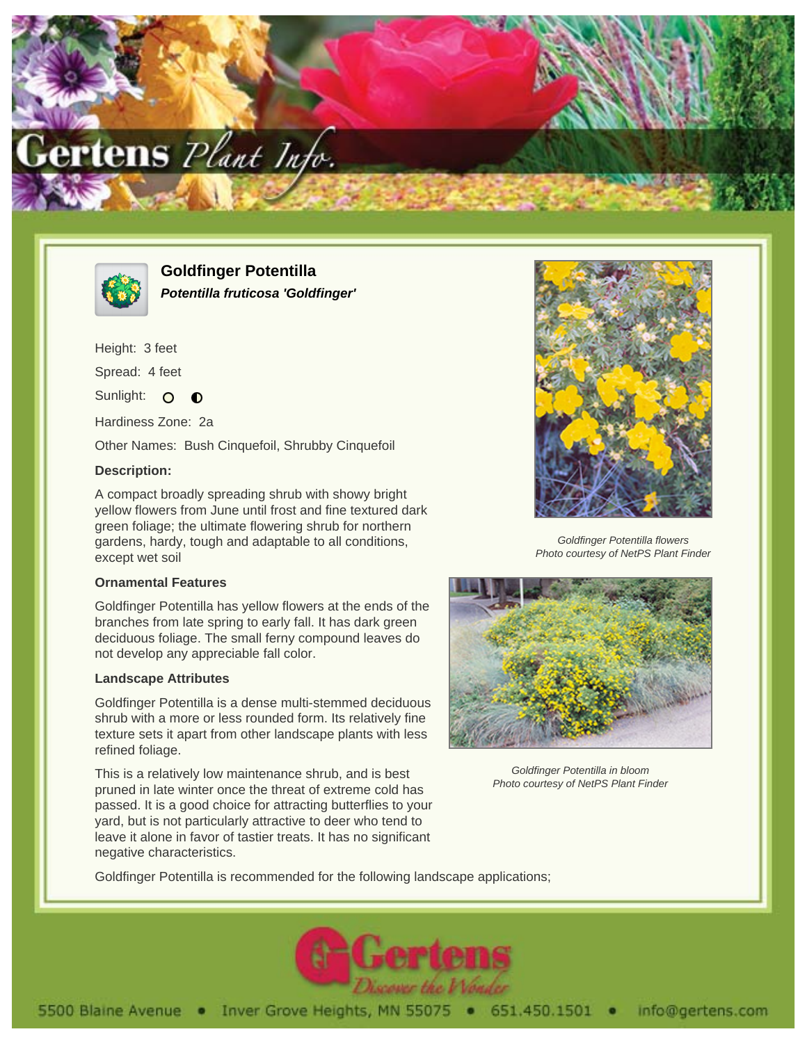# Goldfinger Potentilla

***Potentilla fruticosa 'Goldfinger'***

Height: 3 feet

Spread: 4 feet

Sunlight: ○ ◐

Hardiness Zone: 2a

Other Names: Bush Cinquefoil, Shrubby Cinquefoil

**Description:**

A compact broadly spreading shrub with showy bright yellow flowers from June until frost and fine textured dark green foliage; the ultimate flowering shrub for northern gardens, hardy, tough and adaptable to all conditions, except wet soil

*Goldfinger Potentilla flowers*
*Photo courtesy of NetPS Plant Finder*

### Ornamental Features

Goldfinger Potentilla has yellow flowers at the ends of the branches from late spring to early fall. It has dark green deciduous foliage. The small ferny compound leaves do not develop any appreciable fall color.

### Landscape Attributes

Goldfinger Potentilla is a dense multi-stemmed deciduous shrub with a more or less rounded form. Its relatively fine texture sets it apart from other landscape plants with less refined foliage.

This is a relatively low maintenance shrub, and is best pruned in late winter once the threat of extreme cold has passed. It is a good choice for attracting butterflies to your yard, but is not particularly attractive to deer who tend to leave it alone in favor of tastier treats. It has no significant negative characteristics.

*Goldfinger Potentilla in bloom*
*Photo courtesy of NetPS Plant Finder*

Goldfinger Potentilla is recommended for the following landscape applications;

5500 Blaine Avenue • Inver Grove Heights, MN 55075 • 651.450.1501 • info@gertens.com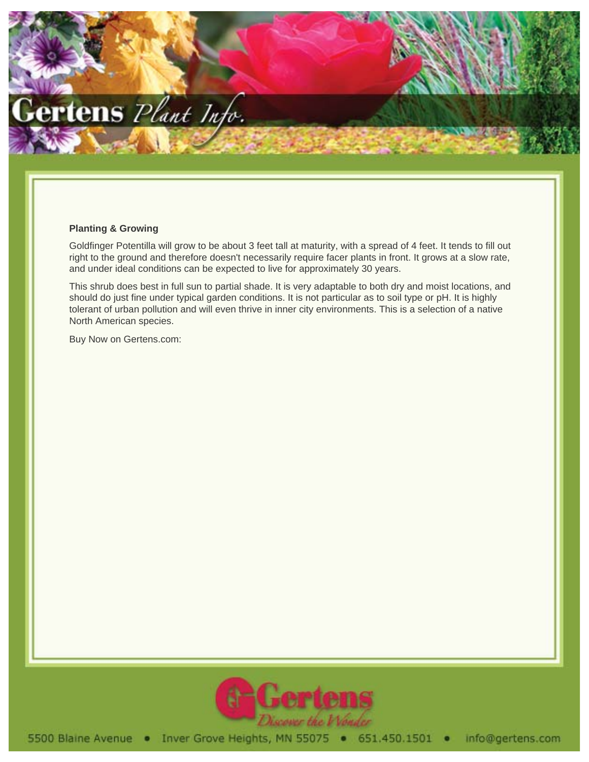### Planting & Growing

Goldfinger Potentilla will grow to be about 3 feet tall at maturity, with a spread of 4 feet. It tends to fill out right to the ground and therefore doesn't necessarily require facer plants in front. It grows at a slow rate, and under ideal conditions can be expected to live for approximately 30 years.

This shrub does best in full sun to partial shade. It is very adaptable to both dry and moist locations, and should do just fine under typical garden conditions. It is not particular as to soil type or pH. It is highly tolerant of urban pollution and will even thrive in inner city environments. This is a selection of a native North American species.

Buy Now on Gertens.com: